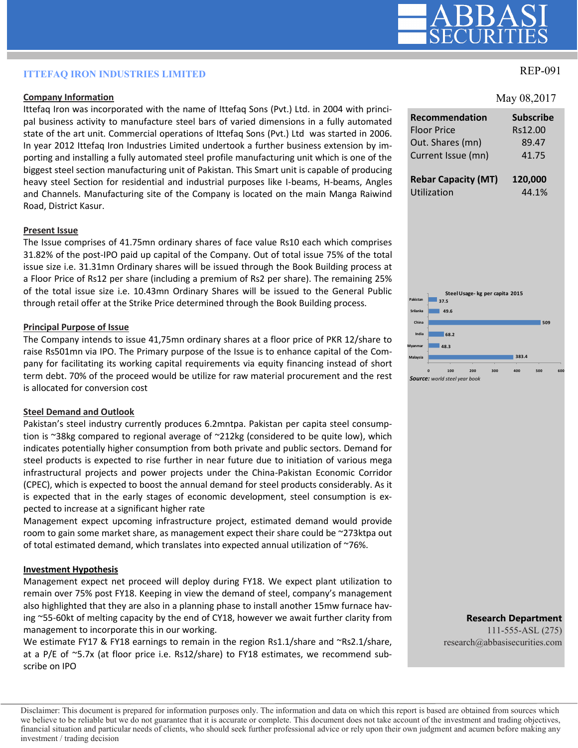# ITTEFAQ IRON INDUSTRIES LIMITED

REP-091

May 08,2017

| Recommendation | Subscribe |
|---|---|
| Floor Price | Rs12.00 |
| Out. Shares (mn) | 89.47 |
| Current Issue (mn) | 41.75 |
| **Rebar Capacity (MT)** | **120,000** |
| Utilization | 44.1% |

**Steel Usage- kg per capita 2015**

| Country | kg per capita |
|---|---|
| Pakistan | 37.5 |
| Srilanka | 49.6 |
| China | 509 |
| India | 68.2 |
| Myanmar | 48.3 |
| Malaysia | 383.4 |

***Source:*** *world steel year book*

## Company Information

Ittefaq Iron was incorporated with the name of Ittefaq Sons (Pvt.) Ltd. in 2004 with principal business activity to manufacture steel bars of varied dimensions in a fully automated state of the art unit. Commercial operations of Ittefaq Sons (Pvt.) Ltd was started in 2006. In year 2012 Ittefaq Iron Industries Limited undertook a further business extension by importing and installing a fully automated steel profile manufacturing unit which is one of the biggest steel section manufacturing unit of Pakistan. This Smart unit is capable of producing heavy steel Section for residential and industrial purposes like I-beams, H-beams, Angles and Channels. Manufacturing site of the Company is located on the main Manga Raiwind Road, District Kasur.

## Present Issue

The Issue comprises of 41.75mn ordinary shares of face value Rs10 each which comprises 31.82% of the post-IPO paid up capital of the Company. Out of total issue 75% of the total issue size i.e. 31.31mn Ordinary shares will be issued through the Book Building process at a Floor Price of Rs12 per share (including a premium of Rs2 per share). The remaining 25% of the total issue size i.e. 10.43mn Ordinary Shares will be issued to the General Public through retail offer at the Strike Price determined through the Book Building process.

## Principal Purpose of Issue

The Company intends to issue 41,75mn ordinary shares at a floor price of PKR 12/share to raise Rs501mn via IPO. The Primary purpose of the Issue is to enhance capital of the Company for facilitating its working capital requirements via equity financing instead of short term debt. 70% of the proceed would be utilize for raw material procurement and the rest is allocated for conversion cost

## Steel Demand and Outlook

Pakistan's steel industry currently produces 6.2mntpa. Pakistan per capita steel consumption is ~38kg compared to regional average of ~212kg (considered to be quite low), which indicates potentially higher consumption from both private and public sectors. Demand for steel products is expected to rise further in near future due to initiation of various mega infrastructural projects and power projects under the China-Pakistan Economic Corridor (CPEC), which is expected to boost the annual demand for steel products considerably. As it is expected that in the early stages of economic development, steel consumption is expected to increase at a significant higher rate

Management expect upcoming infrastructure project, estimated demand would provide room to gain some market share, as management expect their share could be ~273ktpa out of total estimated demand, which translates into expected annual utilization of ~76%.

## Investment Hypothesis

Management expect net proceed will deploy during FY18. We expect plant utilization to remain over 75% post FY18. Keeping in view the demand of steel, company's management also highlighted that they are also in a planning phase to install another 15mw furnace having ~55-60kt of melting capacity by the end of CY18, however we await further clarity from management to incorporate this in our working.

We estimate FY17 & FY18 earnings to remain in the region Rs1.1/share and ~Rs2.1/share, at a P/E of ~5.7x (at floor price i.e. Rs12/share) to FY18 estimates, we recommend subscribe on IPO

**Research Department**
111-555-ASL (275)
research@abbasisecurities.com

Disclaimer: This document is prepared for information purposes only. The information and data on which this report is based are obtained from sources which we believe to be reliable but we do not guarantee that it is accurate or complete. This document does not take account of the investment and trading objectives, financial situation and particular needs of clients, who should seek further professional advice or rely upon their own judgment and acumen before making any investment / trading decision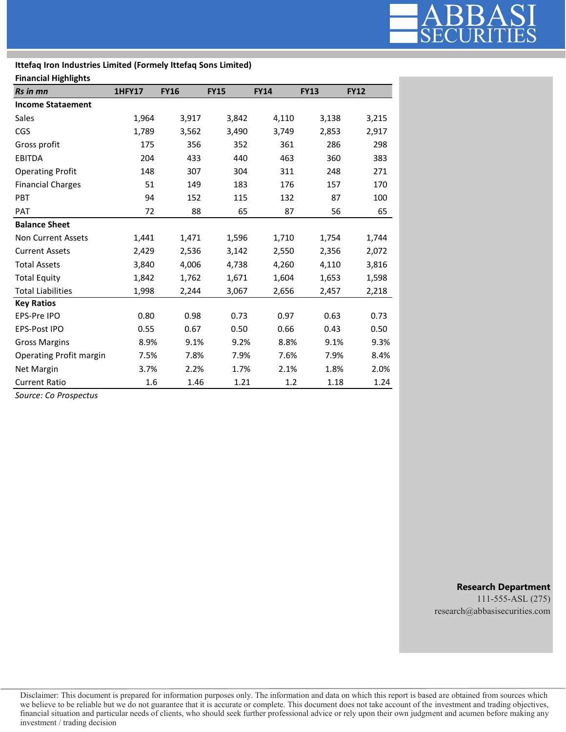**Ittefaq Iron Industries Limited (Formely Ittefaq Sons Limited)**

**Financial Highlights**

| *Rs in mn* | 1HFY17 | FY16 | FY15 | FY14 | FY13 | FY12 |
|---|---|---|---|---|---|---|
| **Income Stataement** | | | | | | |
| Sales | 1,964 | 3,917 | 3,842 | 4,110 | 3,138 | 3,215 |
| CGS | 1,789 | 3,562 | 3,490 | 3,749 | 2,853 | 2,917 |
| Gross profit | 175 | 356 | 352 | 361 | 286 | 298 |
| EBITDA | 204 | 433 | 440 | 463 | 360 | 383 |
| Operating Profit | 148 | 307 | 304 | 311 | 248 | 271 |
| Financial Charges | 51 | 149 | 183 | 176 | 157 | 170 |
| PBT | 94 | 152 | 115 | 132 | 87 | 100 |
| PAT | 72 | 88 | 65 | 87 | 56 | 65 |
| **Balance Sheet** | | | | | | |
| Non Current Assets | 1,441 | 1,471 | 1,596 | 1,710 | 1,754 | 1,744 |
| Current Assets | 2,429 | 2,536 | 3,142 | 2,550 | 2,356 | 2,072 |
| Total Assets | 3,840 | 4,006 | 4,738 | 4,260 | 4,110 | 3,816 |
| Total Equity | 1,842 | 1,762 | 1,671 | 1,604 | 1,653 | 1,598 |
| Total Liabilities | 1,998 | 2,244 | 3,067 | 2,656 | 2,457 | 2,218 |
| **Key Ratios** | | | | | | |
| EPS-Pre IPO | 0.80 | 0.98 | 0.73 | 0.97 | 0.63 | 0.73 |
| EPS-Post IPO | 0.55 | 0.67 | 0.50 | 0.66 | 0.43 | 0.50 |
| Gross Margins | 8.9% | 9.1% | 9.2% | 8.8% | 9.1% | 9.3% |
| Operating Profit margin | 7.5% | 7.8% | 7.9% | 7.6% | 7.9% | 8.4% |
| Net Margin | 3.7% | 2.2% | 1.7% | 2.1% | 1.8% | 2.0% |
| Current Ratio | 1.6 | 1.46 | 1.21 | 1.2 | 1.18 | 1.24 |

*Source: Co Prospectus*

**Research Department**
111-555-ASL (275)
research@abbasisecurities.com

Disclaimer: This document is prepared for information purposes only. The information and data on which this report is based are obtained from sources which we believe to be reliable but we do not guarantee that it is accurate or complete. This document does not take account of the investment and trading objectives, financial situation and particular needs of clients, who should seek further professional advice or rely upon their own judgment and acumen before making any investment / trading decision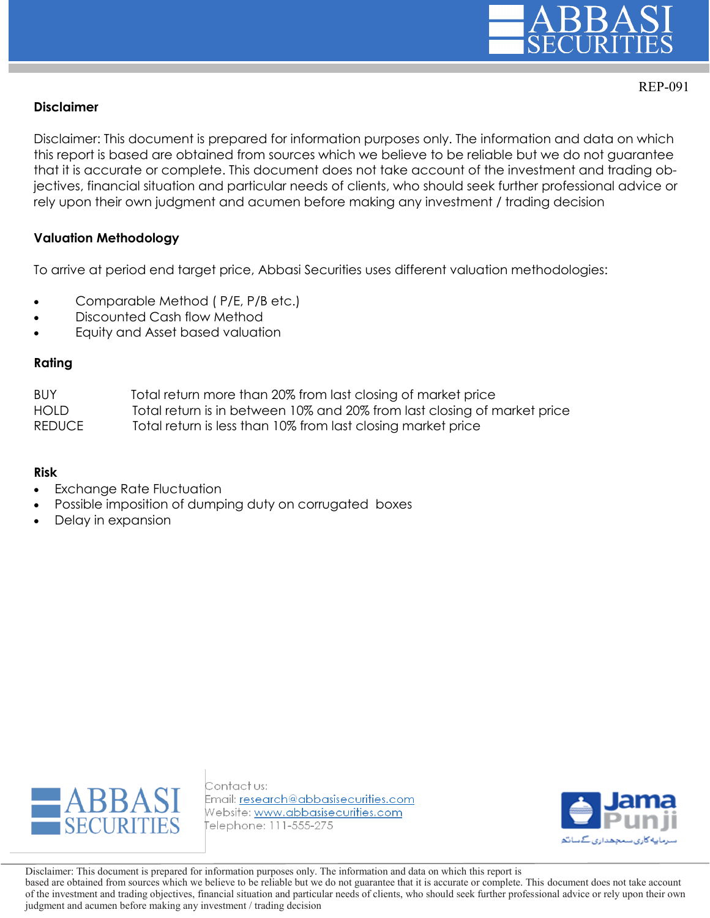REP-091

## Disclaimer

Disclaimer: This document is prepared for information purposes only. The information and data on which this report is based are obtained from sources which we believe to be reliable but we do not guarantee that it is accurate or complete. This document does not take account of the investment and trading objectives, financial situation and particular needs of clients, who should seek further professional advice or rely upon their own judgment and acumen before making any investment / trading decision

## Valuation Methodology

To arrive at period end target price, Abbasi Securities uses different valuation methodologies:

- Comparable Method ( P/E, P/B etc.)
- Discounted Cash flow Method
- Equity and Asset based valuation

## Rating

| | |
|---|---|
| BUY | Total return more than 20% from last closing of market price |
| HOLD | Total return is in between 10% and 20% from last closing of market price |
| REDUCE | Total return is less than 10% from last closing market price |

## Risk

- Exchange Rate Fluctuation
- Possible imposition of dumping duty on corrugated boxes
- Delay in expansion

Contact us:
Email: research@abbasisecurities.com
Website: www.abbasisecurities.com
Telephone: 111-555-275

Disclaimer: This document is prepared for information purposes only. The information and data on which this report is based are obtained from sources which we believe to be reliable but we do not guarantee that it is accurate or complete. This document does not take account of the investment and trading objectives, financial situation and particular needs of clients, who should seek further professional advice or rely upon their own judgment and acumen before making any investment / trading decision